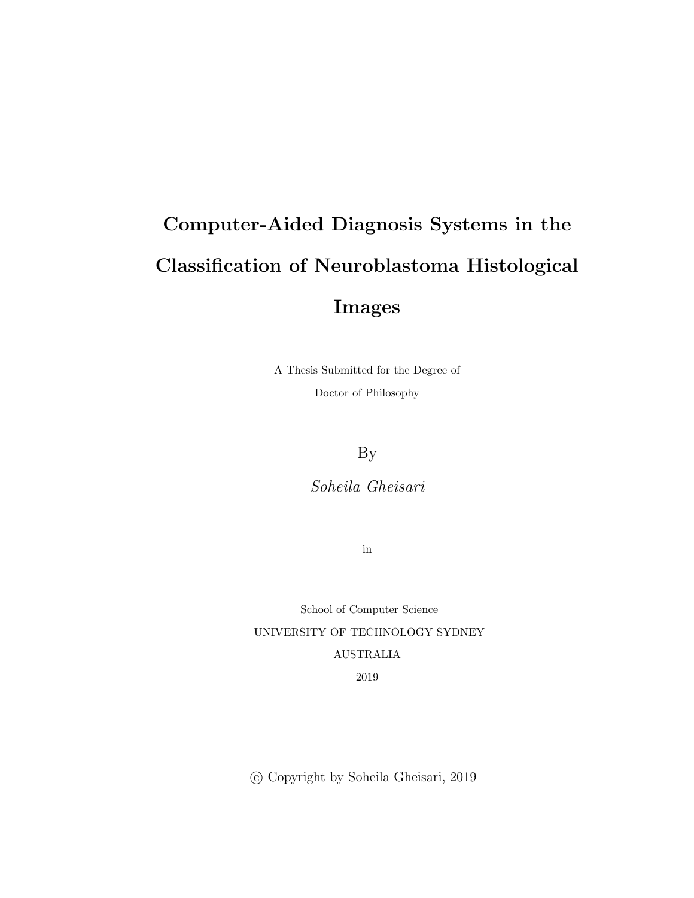# Computer-Aided Diagnosis Systems in the Classification of Neuroblastoma Histological Images

A Thesis Submitted for the Degree of

Doctor of Philosophy

By

*Soheila Gheisari*

in

School of Computer Science

UNIVERSITY OF TECHNOLOGY SYDNEY

AUSTRALIA

2019

© Copyright by Soheila Gheisari, 2019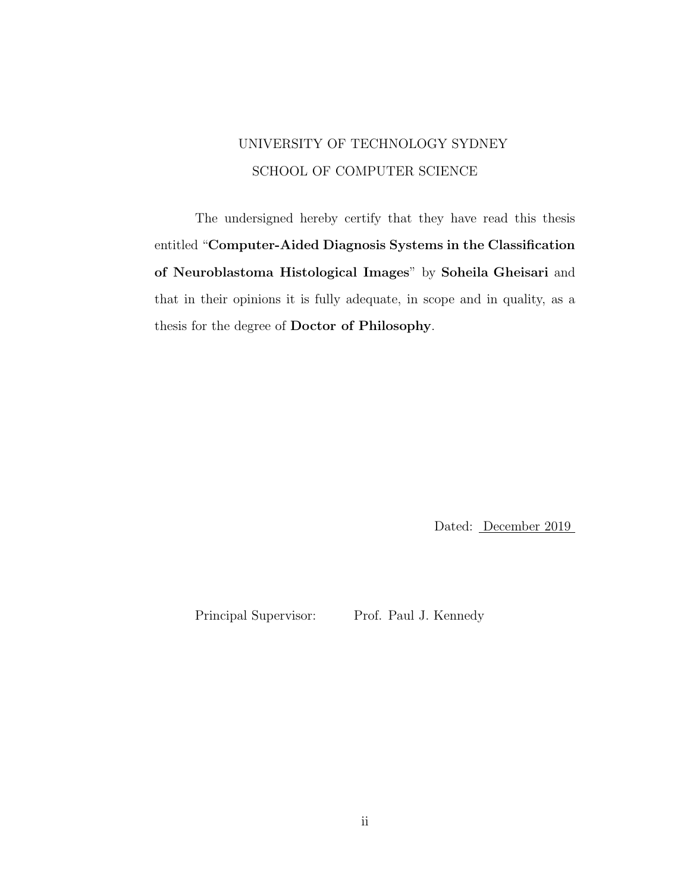UNIVERSITY OF TECHNOLOGY SYDNEY

SCHOOL OF COMPUTER SCIENCE

The undersigned hereby certify that they have read this thesis entitled "**Computer-Aided Diagnosis Systems in the Classification of Neuroblastoma Histological Images**" by **Soheila Gheisari** and that in their opinions it is fully adequate, in scope and in quality, as a thesis for the degree of **Doctor of Philosophy**.

Dated: December 2019

Principal Supervisor: Prof. Paul J. Kennedy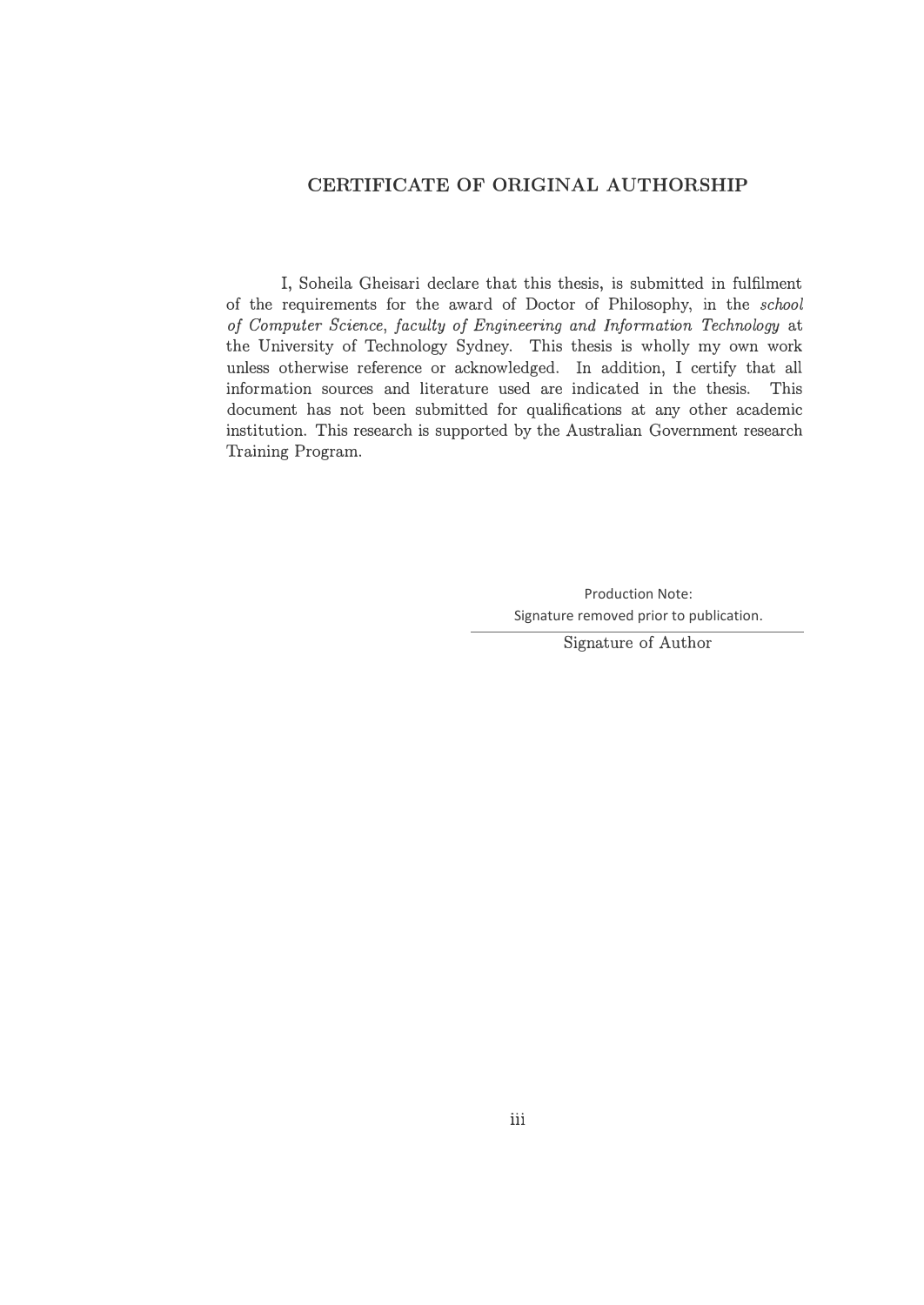## CERTIFICATE OF ORIGINAL AUTHORSHIP

I, Soheila Gheisari declare that this thesis, is submitted in fulfilment of the requirements for the award of Doctor of Philosophy, in the *school of Computer Science*, *faculty of Engineering and Information Technology* at the University of Technology Sydney. This thesis is wholly my own work unless otherwise reference or acknowledged. In addition, I certify that all information sources and literature used are indicated in the thesis. This document has not been submitted for qualifications at any other academic institution. This research is supported by the Australian Government research Training Program.

Production Note:
Signature removed prior to publication.

Signature of Author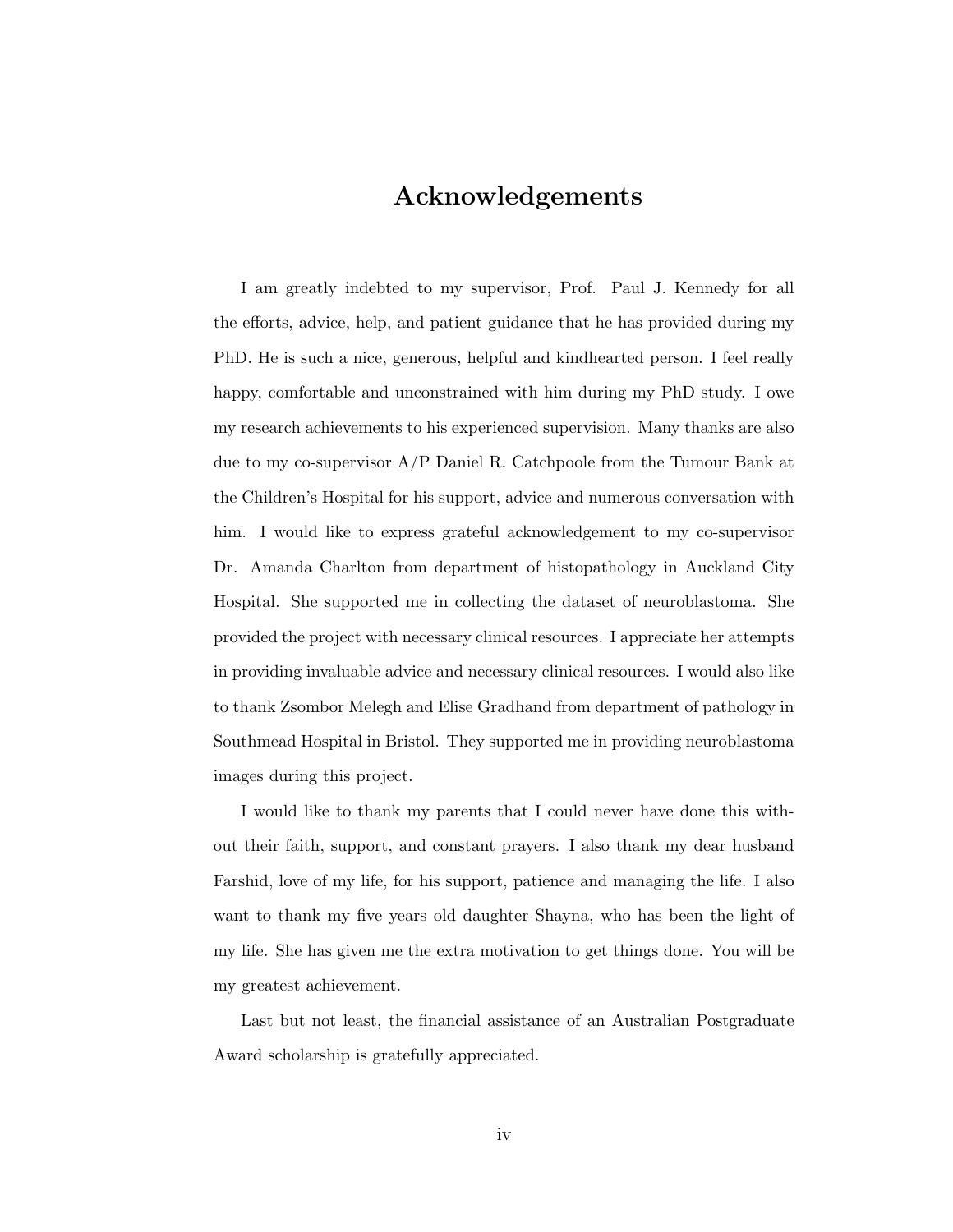# Acknowledgements

I am greatly indebted to my supervisor, Prof. Paul J. Kennedy for all the efforts, advice, help, and patient guidance that he has provided during my PhD. He is such a nice, generous, helpful and kindhearted person. I feel really happy, comfortable and unconstrained with him during my PhD study. I owe my research achievements to his experienced supervision. Many thanks are also due to my co-supervisor A/P Daniel R. Catchpoole from the Tumour Bank at the Children's Hospital for his support, advice and numerous conversation with him. I would like to express grateful acknowledgement to my co-supervisor Dr. Amanda Charlton from department of histopathology in Auckland City Hospital. She supported me in collecting the dataset of neuroblastoma. She provided the project with necessary clinical resources. I appreciate her attempts in providing invaluable advice and necessary clinical resources. I would also like to thank Zsombor Melegh and Elise Gradhand from department of pathology in Southmead Hospital in Bristol. They supported me in providing neuroblastoma images during this project.

I would like to thank my parents that I could never have done this without their faith, support, and constant prayers. I also thank my dear husband Farshid, love of my life, for his support, patience and managing the life. I also want to thank my five years old daughter Shayna, who has been the light of my life. She has given me the extra motivation to get things done. You will be my greatest achievement.

Last but not least, the financial assistance of an Australian Postgraduate Award scholarship is gratefully appreciated.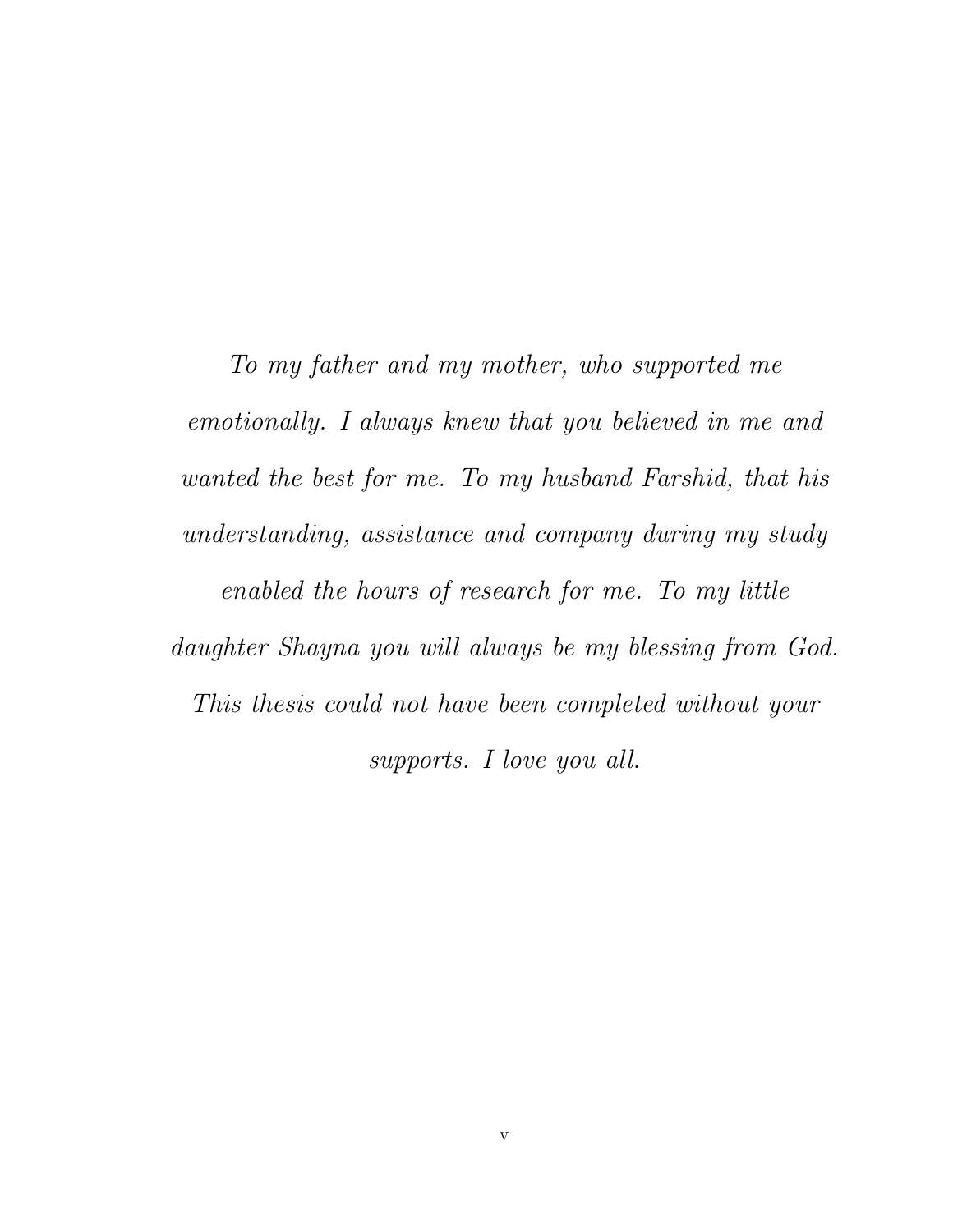*To my father and my mother, who supported me emotionally. I always knew that you believed in me and wanted the best for me. To my husband Farshid, that his understanding, assistance and company during my study enabled the hours of research for me. To my little daughter Shayna you will always be my blessing from God. This thesis could not have been completed without your supports. I love you all.*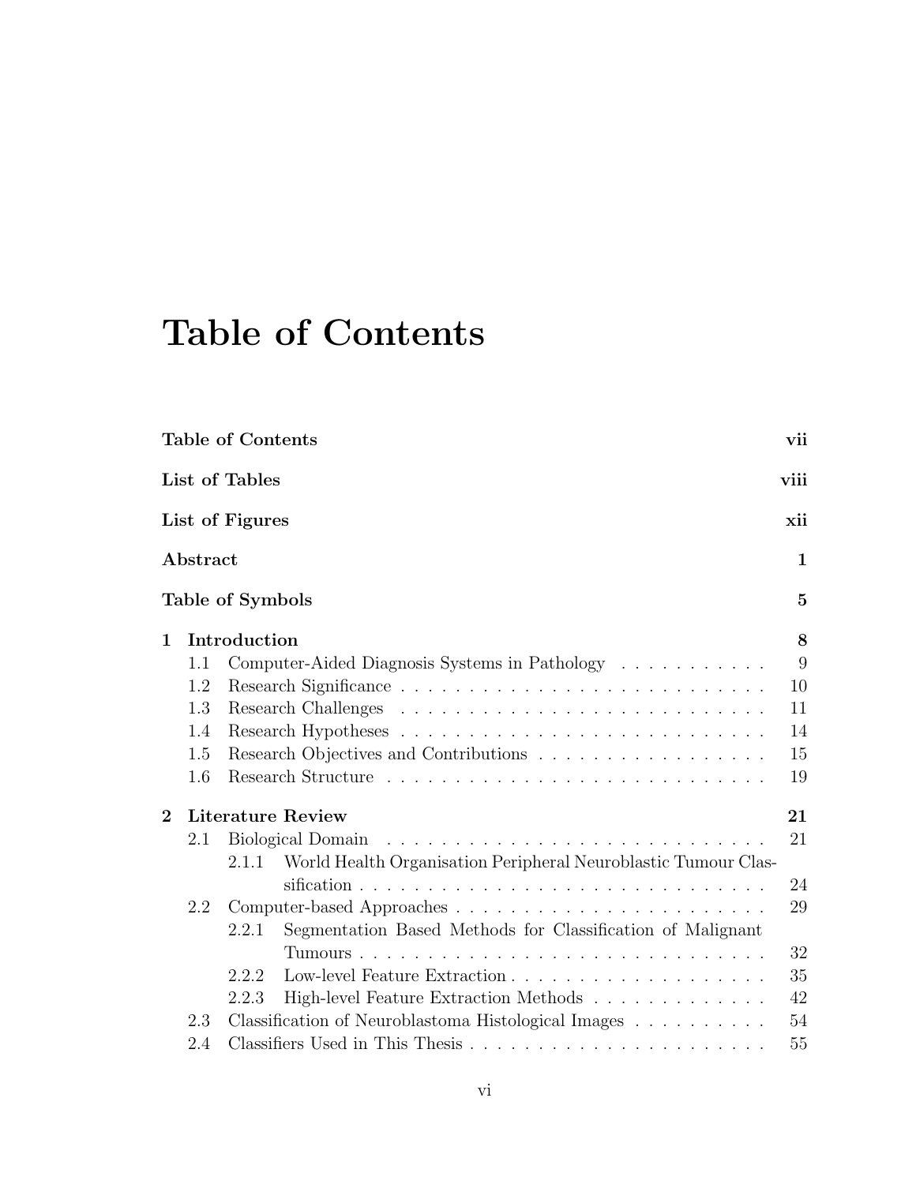# Table of Contents

| | |
|---|---|
| **Table of Contents** | **vii** |
| **List of Tables** | **viii** |
| **List of Figures** | **xii** |
| **Abstract** | **1** |
| **Table of Symbols** | **5** |
| **1 Introduction** | **8** |
| 1.1 Computer-Aided Diagnosis Systems in Pathology | 9 |
| 1.2 Research Significance | 10 |
| 1.3 Research Challenges | 11 |
| 1.4 Research Hypotheses | 14 |
| 1.5 Research Objectives and Contributions | 15 |
| 1.6 Research Structure | 19 |
| **2 Literature Review** | **21** |
| 2.1 Biological Domain | 21 |
| 2.1.1 World Health Organisation Peripheral Neuroblastic Tumour Classification | 24 |
| 2.2 Computer-based Approaches | 29 |
| 2.2.1 Segmentation Based Methods for Classification of Malignant Tumours | 32 |
| 2.2.2 Low-level Feature Extraction | 35 |
| 2.2.3 High-level Feature Extraction Methods | 42 |
| 2.3 Classification of Neuroblastoma Histological Images | 54 |
| 2.4 Classifiers Used in This Thesis | 55 |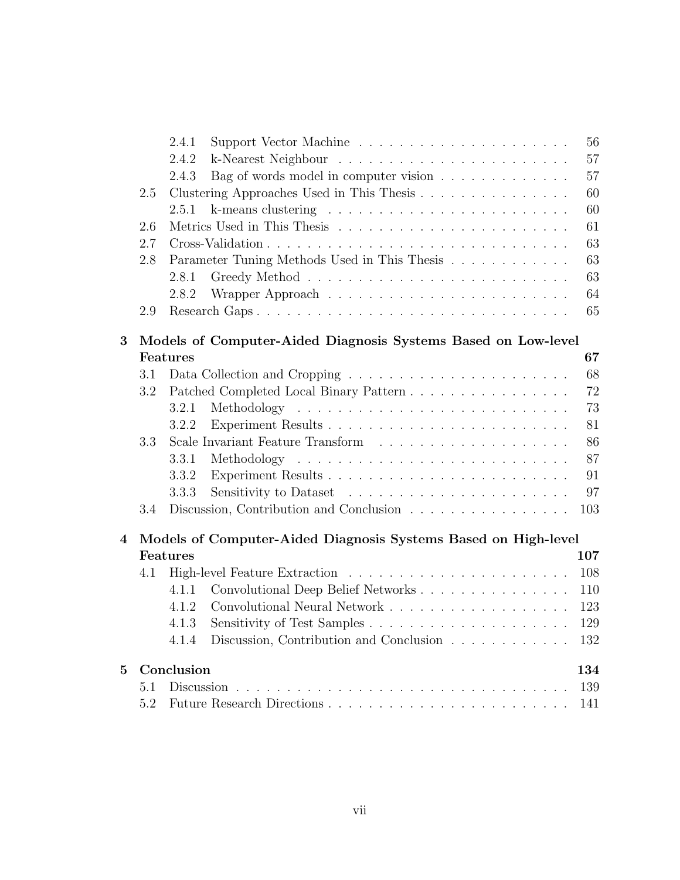- 2.4.1 Support Vector Machine . . . . . . . . . . . . . . . . . . . . . 56
- 2.4.2 k-Nearest Neighbour . . . . . . . . . . . . . . . . . . . . . . 57
- 2.4.3 Bag of words model in computer vision . . . . . . . . . . . . . 57
- 2.5 Clustering Approaches Used in This Thesis . . . . . . . . . . . . . . . 60
  - 2.5.1 k-means clustering . . . . . . . . . . . . . . . . . . . . . . . 60
- 2.6 Metrics Used in This Thesis . . . . . . . . . . . . . . . . . . . . . . . 61
- 2.7 Cross-Validation . . . . . . . . . . . . . . . . . . . . . . . . . . . . . . 63
- 2.8 Parameter Tuning Methods Used in This Thesis . . . . . . . . . . . . 63
  - 2.8.1 Greedy Method . . . . . . . . . . . . . . . . . . . . . . . . . . 63
  - 2.8.2 Wrapper Approach . . . . . . . . . . . . . . . . . . . . . . . . 64
- 2.9 Research Gaps . . . . . . . . . . . . . . . . . . . . . . . . . . . . . . . 65

**3 Models of Computer-Aided Diagnosis Systems Based on Low-level Features** **67**

- 3.1 Data Collection and Cropping . . . . . . . . . . . . . . . . . . . . . . 68
- 3.2 Patched Completed Local Binary Pattern . . . . . . . . . . . . . . . . 72
  - 3.2.1 Methodology . . . . . . . . . . . . . . . . . . . . . . . . . . . 73
  - 3.2.2 Experiment Results . . . . . . . . . . . . . . . . . . . . . . . . 81
- 3.3 Scale Invariant Feature Transform . . . . . . . . . . . . . . . . . . . 86
  - 3.3.1 Methodology . . . . . . . . . . . . . . . . . . . . . . . . . . . 87
  - 3.3.2 Experiment Results . . . . . . . . . . . . . . . . . . . . . . . . 91
  - 3.3.3 Sensitivity to Dataset . . . . . . . . . . . . . . . . . . . . . . 97
- 3.4 Discussion, Contribution and Conclusion . . . . . . . . . . . . . . . . 103

**4 Models of Computer-Aided Diagnosis Systems Based on High-level Features** **107**

- 4.1 High-level Feature Extraction . . . . . . . . . . . . . . . . . . . . . . 108
  - 4.1.1 Convolutional Deep Belief Networks . . . . . . . . . . . . . . . 110
  - 4.1.2 Convolutional Neural Network . . . . . . . . . . . . . . . . . . 123
  - 4.1.3 Sensitivity of Test Samples . . . . . . . . . . . . . . . . . . . . 129
  - 4.1.4 Discussion, Contribution and Conclusion . . . . . . . . . . . . 132

**5 Conclusion** **134**

- 5.1 Discussion . . . . . . . . . . . . . . . . . . . . . . . . . . . . . . . . . 139
- 5.2 Future Research Directions . . . . . . . . . . . . . . . . . . . . . . . . 141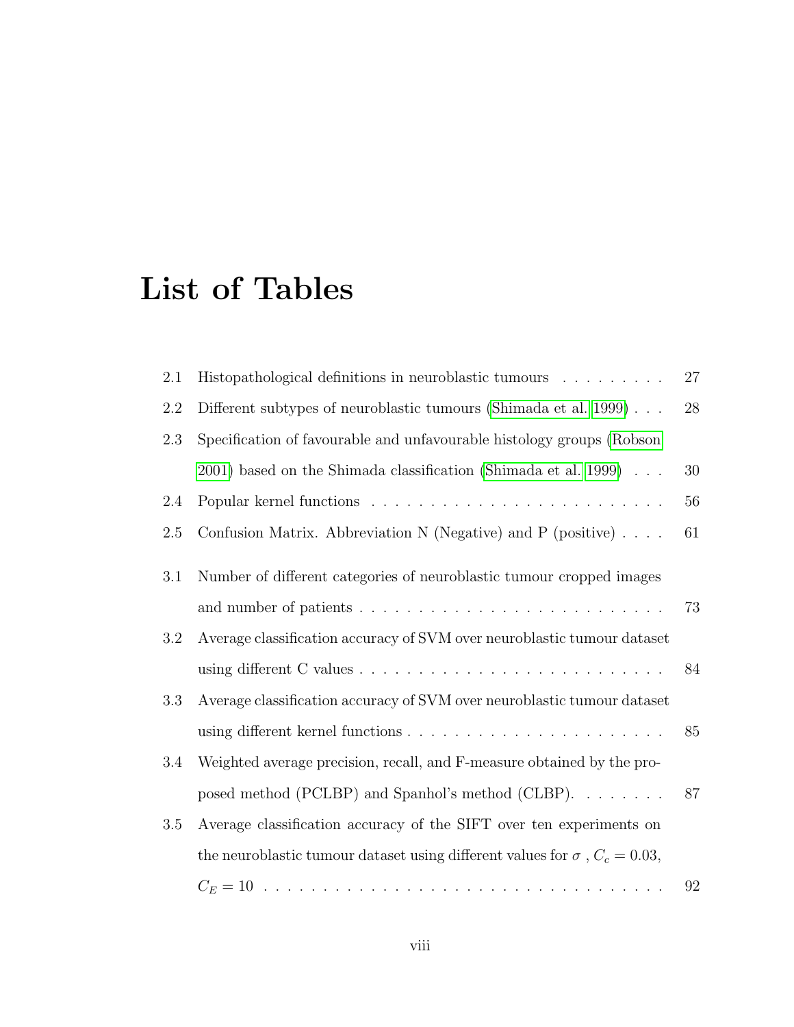# List of Tables

2.1 Histopathological definitions in neuroblastic tumours . . . . . . . . . 27

2.2 Different subtypes of neuroblastic tumours (Shimada et al. 1999) . . . 28

2.3 Specification of favourable and unfavourable histology groups (Robson 2001) based on the Shimada classification (Shimada et al. 1999) . . . 30

2.4 Popular kernel functions . . . . . . . . . . . . . . . . . . . . . . . . . . 56

2.5 Confusion Matrix. Abbreviation N (Negative) and P (positive) . . . . 61

3.1 Number of different categories of neuroblastic tumour cropped images and number of patients . . . . . . . . . . . . . . . . . . . . . . . . . . 73

3.2 Average classification accuracy of SVM over neuroblastic tumour dataset using different C values . . . . . . . . . . . . . . . . . . . . . . . . . . 84

3.3 Average classification accuracy of SVM over neuroblastic tumour dataset using different kernel functions . . . . . . . . . . . . . . . . . . . . . . 85

3.4 Weighted average precision, recall, and F-measure obtained by the proposed method (PCLBP) and Spanhol's method (CLBP). . . . . . . . 87

3.5 Average classification accuracy of the SIFT over ten experiments on the neuroblastic tumour dataset using different values for $\sigma$ , $C_c = 0.03$, $C_E = 10$ . . . . . . . . . . . . . . . . . . . . . . . . . . . . . . . . . . 92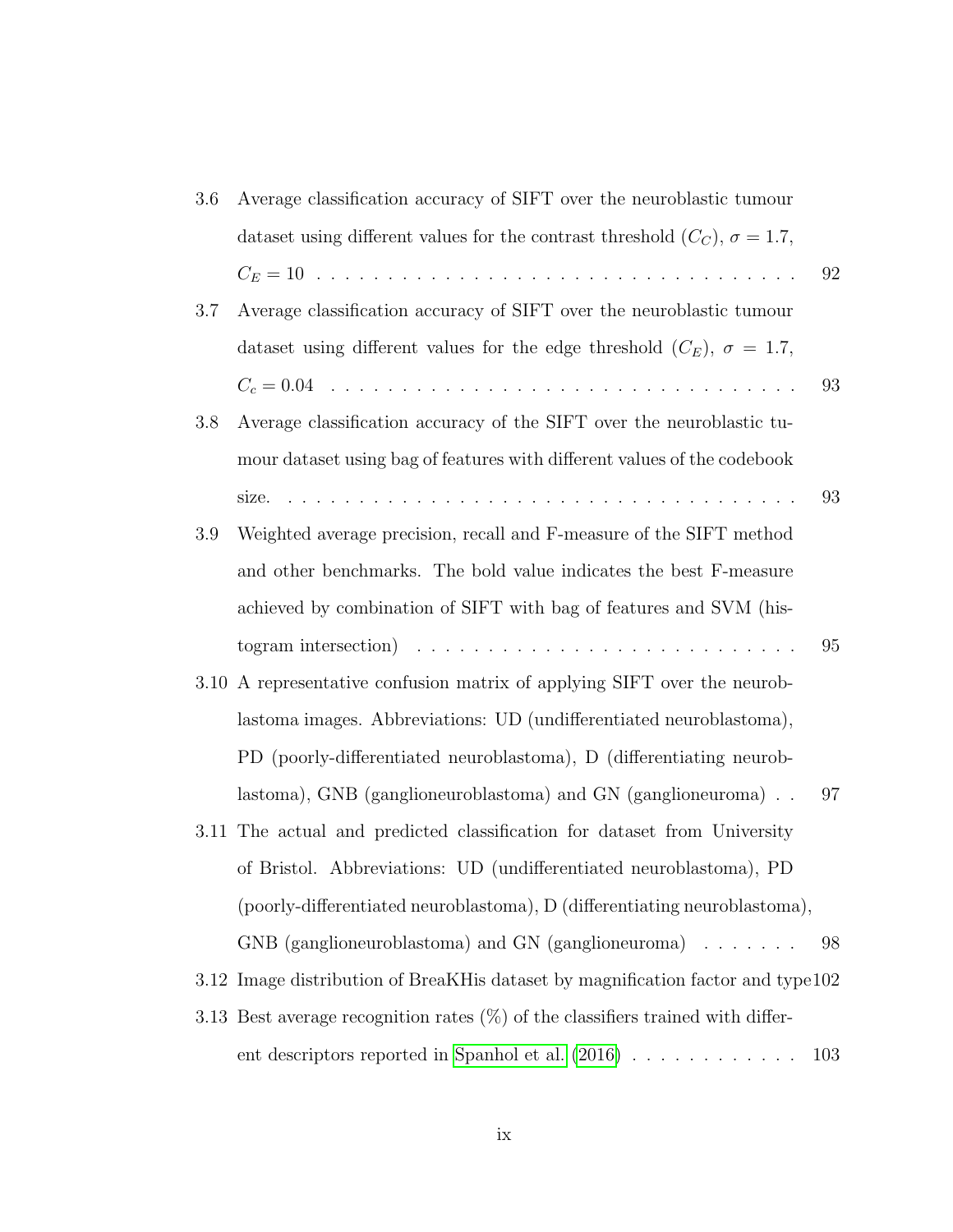3.6 Average classification accuracy of SIFT over the neuroblastic tumour dataset using different values for the contrast threshold ($C_C$), $\sigma = 1.7$, $C_E = 10$ . . . . . . . . . . . . . . . . . . . . . . . . . . . . . . . . . . 92

3.7 Average classification accuracy of SIFT over the neuroblastic tumour dataset using different values for the edge threshold ($C_E$), $\sigma = 1.7$, $C_c = 0.04$ . . . . . . . . . . . . . . . . . . . . . . . . . . . . . . . . . 93

3.8 Average classification accuracy of the SIFT over the neuroblastic tumour dataset using bag of features with different values of the codebook size. . . . . . . . . . . . . . . . . . . . . . . . . . . . . . . . . . . . . 93

3.9 Weighted average precision, recall and F-measure of the SIFT method and other benchmarks. The bold value indicates the best F-measure achieved by combination of SIFT with bag of features and SVM (histogram intersection) . . . . . . . . . . . . . . . . . . . . . . . . . . . 95

3.10 A representative confusion matrix of applying SIFT over the neuroblastoma images. Abbreviations: UD (undifferentiated neuroblastoma), PD (poorly-differentiated neuroblastoma), D (differentiating neuroblastoma), GNB (ganglioneuroblastoma) and GN (ganglioneuroma) . . 97

3.11 The actual and predicted classification for dataset from University of Bristol. Abbreviations: UD (undifferentiated neuroblastoma), PD (poorly-differentiated neuroblastoma), D (differentiating neuroblastoma), GNB (ganglioneuroblastoma) and GN (ganglioneuroma) . . . . . . . 98

3.12 Image distribution of BreaKHis dataset by magnification factor and type 102

3.13 Best average recognition rates (%) of the classifiers trained with different descriptors reported in Spanhol et al. (2016) . . . . . . . . . . . . 103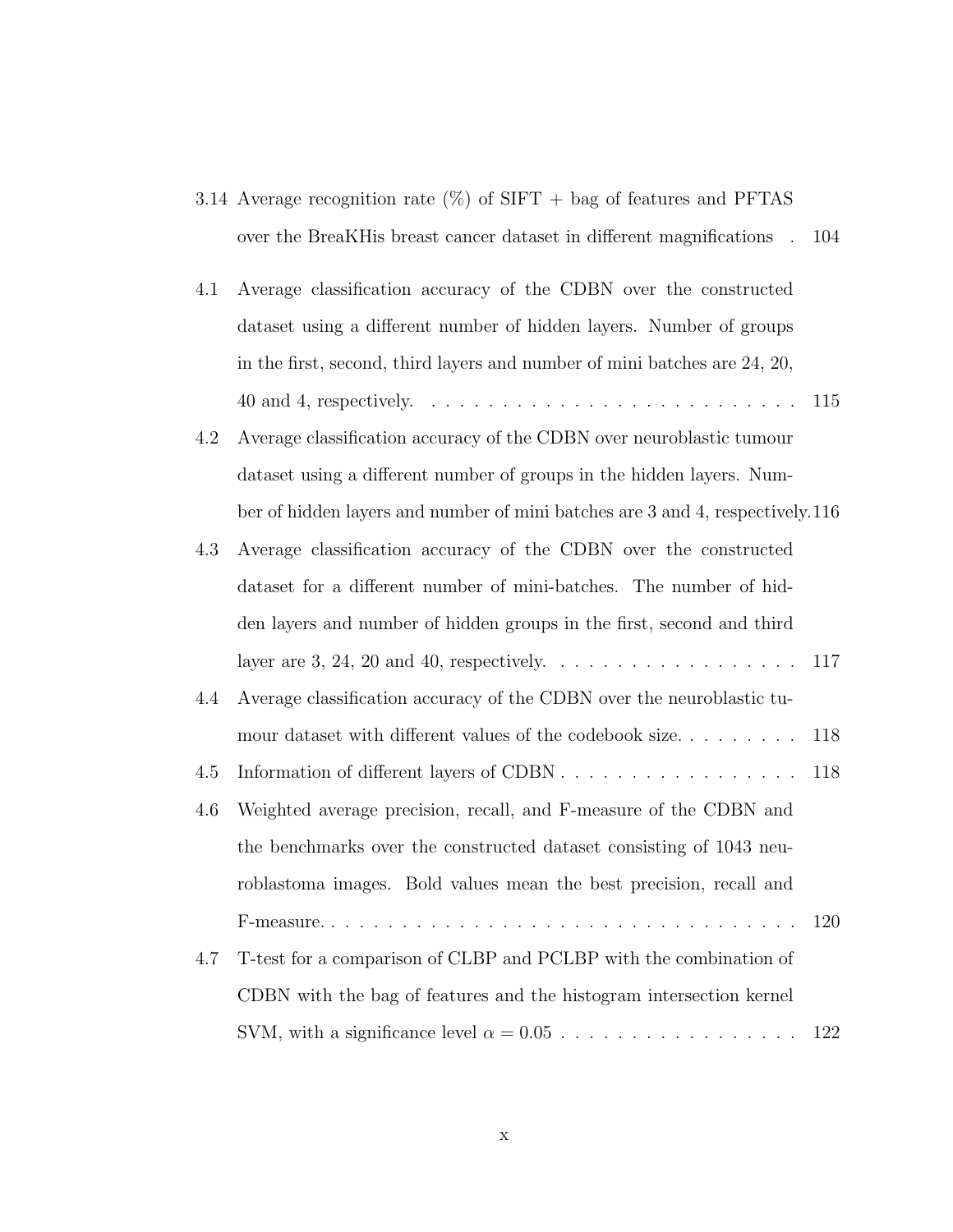3.14 Average recognition rate (%) of SIFT + bag of features and PFTAS over the BreaKHis breast cancer dataset in different magnifications . 104

4.1 Average classification accuracy of the CDBN over the constructed dataset using a different number of hidden layers. Number of groups in the first, second, third layers and number of mini batches are 24, 20, 40 and 4, respectively. . . . . . . . . . . . . . . . . . . . . . . . . . . 115

4.2 Average classification accuracy of the CDBN over neuroblastic tumour dataset using a different number of groups in the hidden layers. Number of hidden layers and number of mini batches are 3 and 4, respectively. 116

4.3 Average classification accuracy of the CDBN over the constructed dataset for a different number of mini-batches. The number of hidden layers and number of hidden groups in the first, second and third layer are 3, 24, 20 and 40, respectively. . . . . . . . . . . . . . . . . . . 117

4.4 Average classification accuracy of the CDBN over the neuroblastic tumour dataset with different values of the codebook size. . . . . . . . . 118

4.5 Information of different layers of CDBN . . . . . . . . . . . . . . . . . 118

4.6 Weighted average precision, recall, and F-measure of the CDBN and the benchmarks over the constructed dataset consisting of 1043 neuroblastoma images. Bold values mean the best precision, recall and F-measure. . . . . . . . . . . . . . . . . . . . . . . . . . . . . . . . . . . 120

4.7 T-test for a comparison of CLBP and PCLBP with the combination of CDBN with the bag of features and the histogram intersection kernel SVM, with a significance level $\alpha = 0.05$ . . . . . . . . . . . . . . . . . 122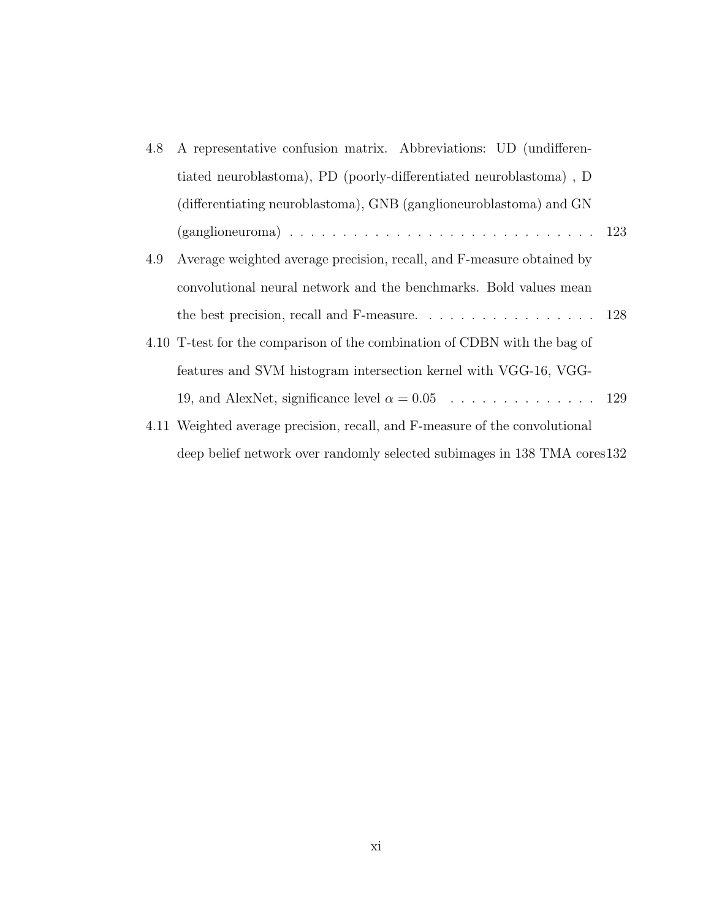4.8 A representative confusion matrix. Abbreviations: UD (undifferentiated neuroblastoma), PD (poorly-differentiated neuroblastoma) , D (differentiating neuroblastoma), GNB (ganglioneuroblastoma) and GN (ganglioneuroma) . . . . . . . . . . . . . . . . . . . . . . . . . . . . . 123

4.9 Average weighted average precision, recall, and F-measure obtained by convolutional neural network and the benchmarks. Bold values mean the best precision, recall and F-measure. . . . . . . . . . . . . . . . . . 128

4.10 T-test for the comparison of the combination of CDBN with the bag of features and SVM histogram intersection kernel with VGG-16, VGG-19, and AlexNet, significance level $\alpha = 0.05$ . . . . . . . . . . . . . . 129

4.11 Weighted average precision, recall, and F-measure of the convolutional deep belief network over randomly selected subimages in 138 TMA cores 132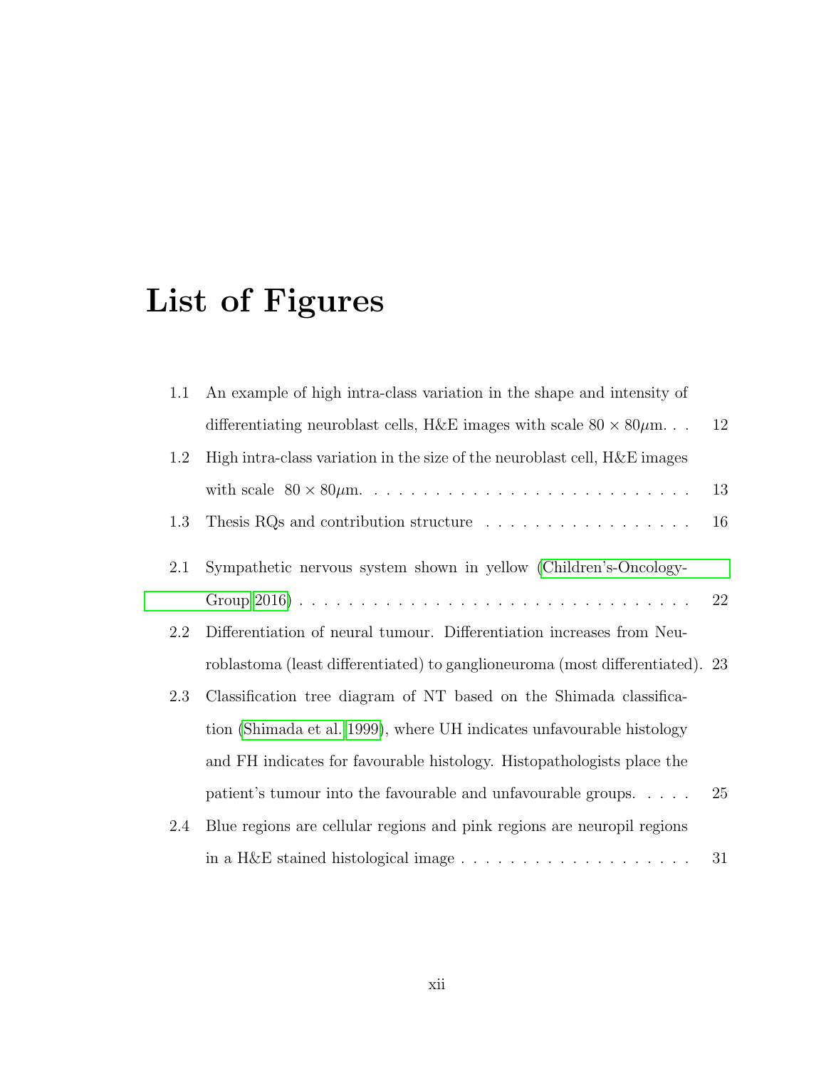# List of Figures

1.1 An example of high intra-class variation in the shape and intensity of differentiating neuroblast cells, H&E images with scale $80 \times 80\mu$m. . . 12

1.2 High intra-class variation in the size of the neuroblast cell, H&E images with scale $80 \times 80\mu$m. . . . . . . . . . . . . . . . . . . . . . . . . . 13

1.3 Thesis RQs and contribution structure . . . . . . . . . . . . . . . . . 16

2.1 Sympathetic nervous system shown in yellow (Children's-Oncology-Group 2016) . . . . . . . . . . . . . . . . . . . . . . . . . . . . . . . . . 22

2.2 Differentiation of neural tumour. Differentiation increases from Neuroblastoma (least differentiated) to ganglioneuroma (most differentiated). 23

2.3 Classification tree diagram of NT based on the Shimada classification (Shimada et al. 1999), where UH indicates unfavourable histology and FH indicates for favourable histology. Histopathologists place the patient's tumour into the favourable and unfavourable groups. . . . . 25

2.4 Blue regions are cellular regions and pink regions are neuropil regions in a H&E stained histological image . . . . . . . . . . . . . . . . . . . 31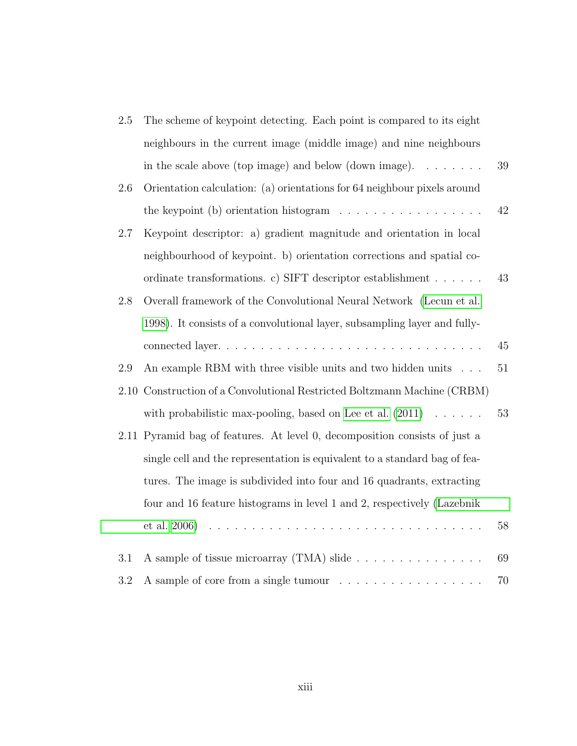2.5 The scheme of keypoint detecting. Each point is compared to its eight neighbours in the current image (middle image) and nine neighbours in the scale above (top image) and below (down image). . . . . . . . 39

2.6 Orientation calculation: (a) orientations for 64 neighbour pixels around the keypoint (b) orientation histogram . . . . . . . . . . . . . . . . . 42

2.7 Keypoint descriptor: a) gradient magnitude and orientation in local neighbourhood of keypoint. b) orientation corrections and spatial coordinate transformations. c) SIFT descriptor establishment . . . . . . 43

2.8 Overall framework of the Convolutional Neural Network (Lecun et al. 1998). It consists of a convolutional layer, subsampling layer and fully-connected layer. . . . . . . . . . . . . . . . . . . . . . . . . . . . . . . 45

2.9 An example RBM with three visible units and two hidden units . . . 51

2.10 Construction of a Convolutional Restricted Boltzmann Machine (CRBM) with probabilistic max-pooling, based on Lee et al. (2011) . . . . . . 53

2.11 Pyramid bag of features. At level 0, decomposition consists of just a single cell and the representation is equivalent to a standard bag of features. The image is subdivided into four and 16 quadrants, extracting four and 16 feature histograms in level 1 and 2, respectively (Lazebnik et al. 2006) . . . . . . . . . . . . . . . . . . . . . . . . . . . . . . . . 58

3.1 A sample of tissue microarray (TMA) slide . . . . . . . . . . . . . . . . 69

3.2 A sample of core from a single tumour . . . . . . . . . . . . . . . . . . 70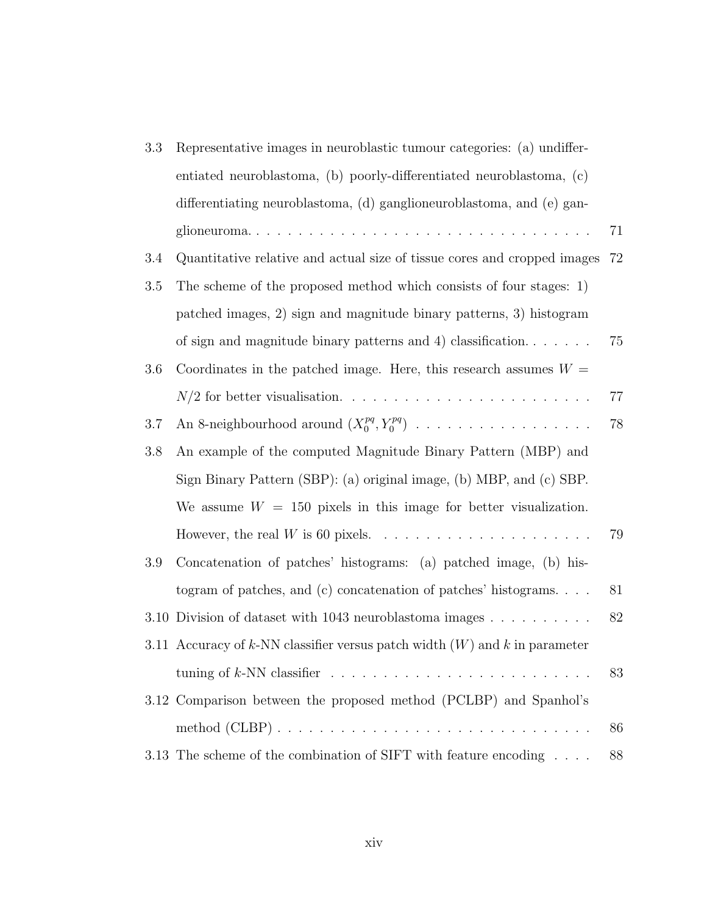3.3 Representative images in neuroblastic tumour categories: (a) undifferentiated neuroblastoma, (b) poorly-differentiated neuroblastoma, (c) differentiating neuroblastoma, (d) ganglioneuroblastoma, and (e) ganglioneuroma. . . . . . . . . . . . . . . . . . . . . . . . . . . . . . . . . 71

3.4 Quantitative relative and actual size of tissue cores and cropped images 72

3.5 The scheme of the proposed method which consists of four stages: 1) patched images, 2) sign and magnitude binary patterns, 3) histogram of sign and magnitude binary patterns and 4) classification. . . . . . . 75

3.6 Coordinates in the patched image. Here, this research assumes $W = N/2$ for better visualisation. . . . . . . . . . . . . . . . . . . . . . . . 77

3.7 An 8-neighbourhood around $(X_0^{pq}, Y_0^{pq})$ . . . . . . . . . . . . . . . . . . 78

3.8 An example of the computed Magnitude Binary Pattern (MBP) and Sign Binary Pattern (SBP): (a) original image, (b) MBP, and (c) SBP. We assume $W = 150$ pixels in this image for better visualization. However, the real $W$ is 60 pixels. . . . . . . . . . . . . . . . . . . . . 79

3.9 Concatenation of patches' histograms: (a) patched image, (b) histogram of patches, and (c) concatenation of patches' histograms. . . . 81

3.10 Division of dataset with 1043 neuroblastoma images . . . . . . . . . . 82

3.11 Accuracy of $k$-NN classifier versus patch width ($W$) and $k$ in parameter tuning of $k$-NN classifier . . . . . . . . . . . . . . . . . . . . . . . . 83

3.12 Comparison between the proposed method (PCLBP) and Spanhol's method (CLBP) . . . . . . . . . . . . . . . . . . . . . . . . . . . . . . 86

3.13 The scheme of the combination of SIFT with feature encoding . . . . 88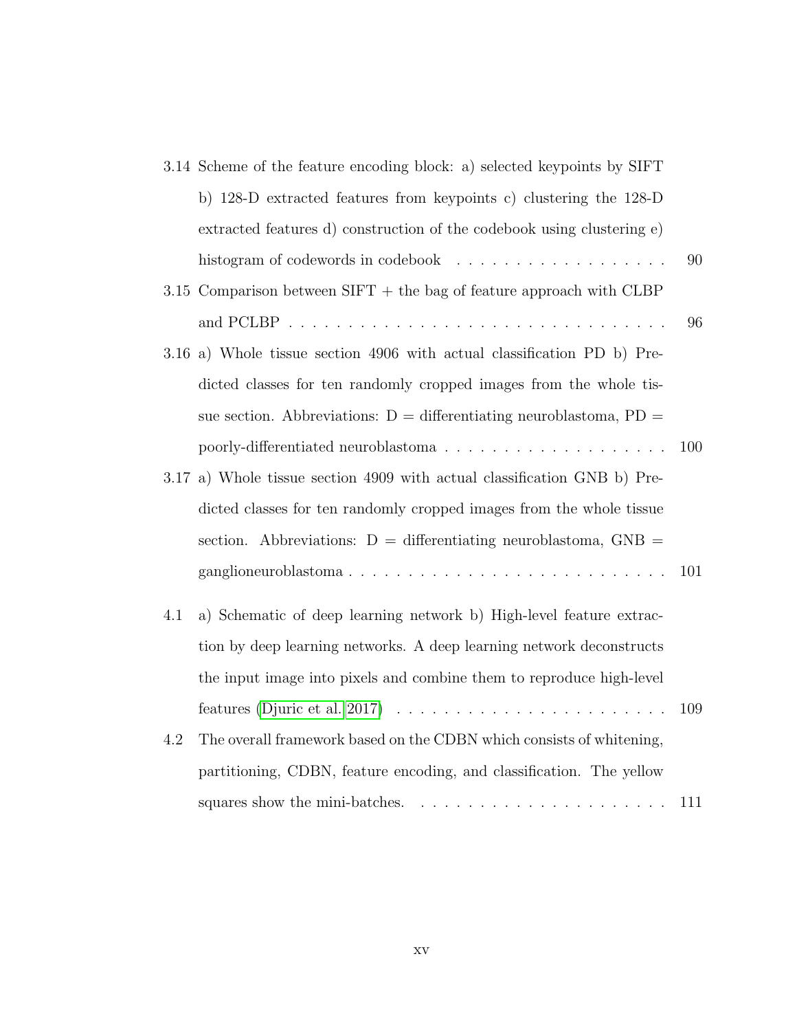3.14 Scheme of the feature encoding block: a) selected keypoints by SIFT b) 128-D extracted features from keypoints c) clustering the 128-D extracted features d) construction of the codebook using clustering e) histogram of codewords in codebook . . . . . . . . . . . . . . . . . . 90

3.15 Comparison between SIFT + the bag of feature approach with CLBP and PCLBP . . . . . . . . . . . . . . . . . . . . . . . . . . . . . . . . 96

3.16 a) Whole tissue section 4906 with actual classification PD b) Predicted classes for ten randomly cropped images from the whole tissue section. Abbreviations: D = differentiating neuroblastoma, PD = poorly-differentiated neuroblastoma . . . . . . . . . . . . . . . . . . . 100

3.17 a) Whole tissue section 4909 with actual classification GNB b) Predicted classes for ten randomly cropped images from the whole tissue section. Abbreviations: D = differentiating neuroblastoma, GNB = ganglioneuroblastoma . . . . . . . . . . . . . . . . . . . . . . . . . . . 101

4.1 a) Schematic of deep learning network b) High-level feature extraction by deep learning networks. A deep learning network deconstructs the input image into pixels and combine them to reproduce high-level features (Djuric et al. 2017) . . . . . . . . . . . . . . . . . . . . . . . 109

4.2 The overall framework based on the CDBN which consists of whitening, partitioning, CDBN, feature encoding, and classification. The yellow squares show the mini-batches. . . . . . . . . . . . . . . . . . . . . . 111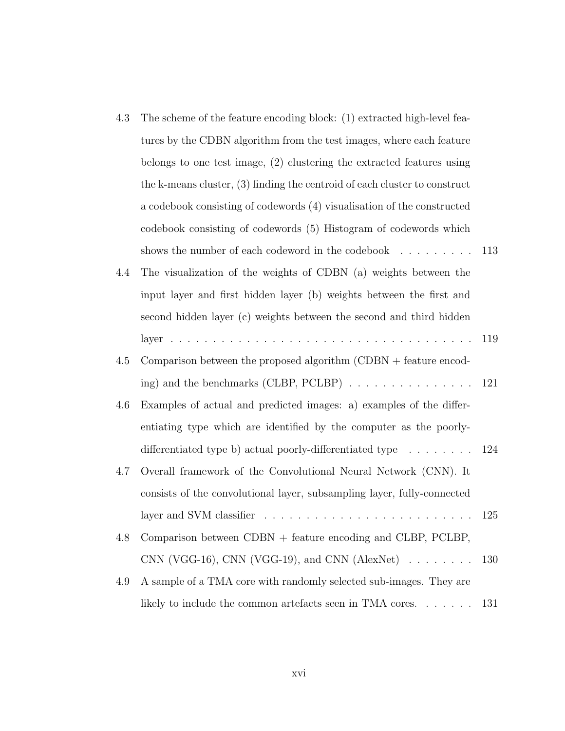4.3 The scheme of the feature encoding block: (1) extracted high-level features by the CDBN algorithm from the test images, where each feature belongs to one test image, (2) clustering the extracted features using the k-means cluster, (3) finding the centroid of each cluster to construct a codebook consisting of codewords (4) visualisation of the constructed codebook consisting of codewords (5) Histogram of codewords which shows the number of each codeword in the codebook . . . . . . . . . 113

4.4 The visualization of the weights of CDBN (a) weights between the input layer and first hidden layer (b) weights between the first and second hidden layer (c) weights between the second and third hidden layer . . . . . . . . . . . . . . . . . . . . . . . . . . . . . . . . . . . . 119

4.5 Comparison between the proposed algorithm (CDBN + feature encoding) and the benchmarks (CLBP, PCLBP) . . . . . . . . . . . . . . . 121

4.6 Examples of actual and predicted images: a) examples of the differentiating type which are identified by the computer as the poorly-differentiated type b) actual poorly-differentiated type . . . . . . . . 124

4.7 Overall framework of the Convolutional Neural Network (CNN). It consists of the convolutional layer, subsampling layer, fully-connected layer and SVM classifier . . . . . . . . . . . . . . . . . . . . . . . . . 125

4.8 Comparison between CDBN + feature encoding and CLBP, PCLBP, CNN (VGG-16), CNN (VGG-19), and CNN (AlexNet) . . . . . . . . 130

4.9 A sample of a TMA core with randomly selected sub-images. They are likely to include the common artefacts seen in TMA cores. . . . . . . 131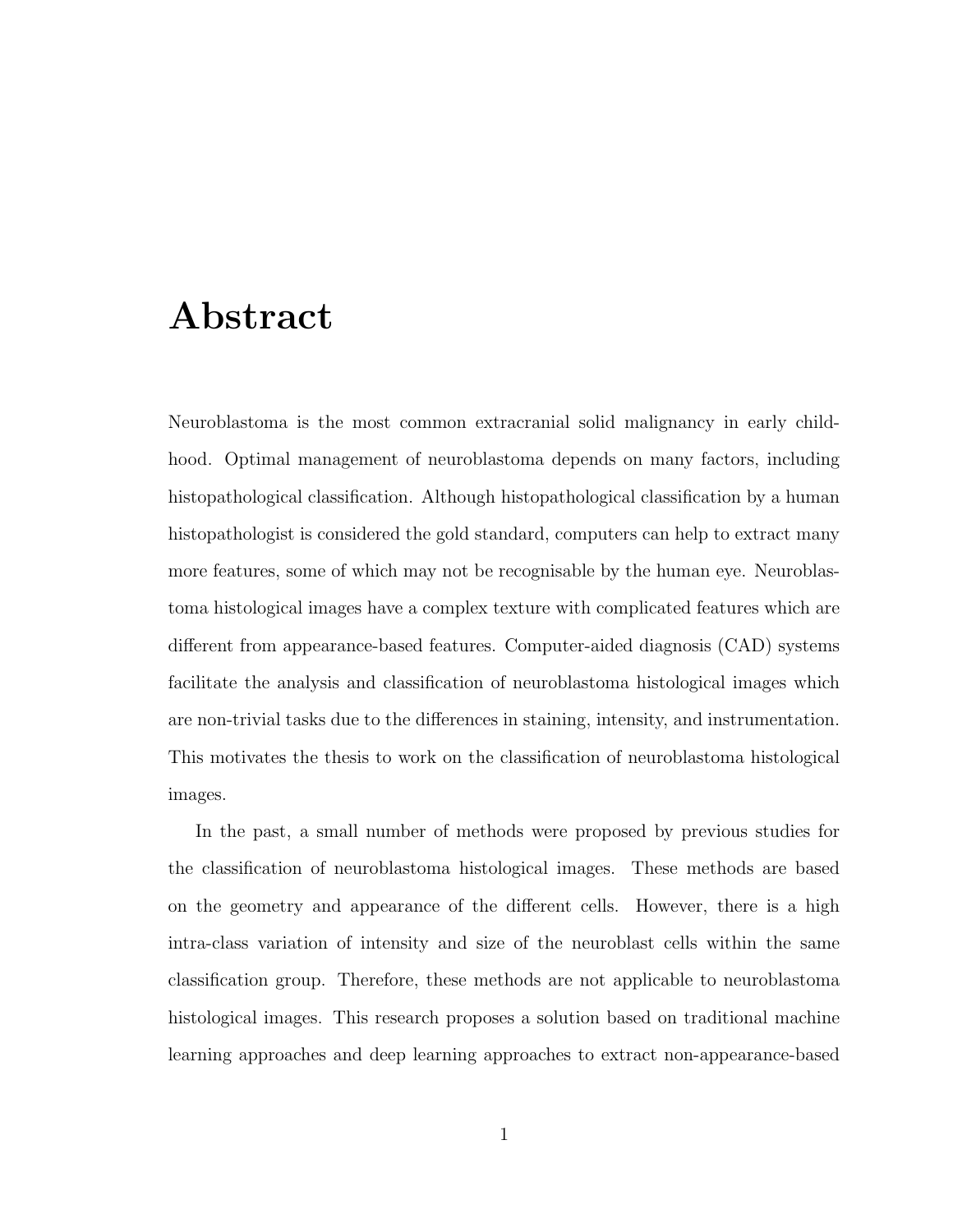# Abstract

Neuroblastoma is the most common extracranial solid malignancy in early childhood. Optimal management of neuroblastoma depends on many factors, including histopathological classification. Although histopathological classification by a human histopathologist is considered the gold standard, computers can help to extract many more features, some of which may not be recognisable by the human eye. Neuroblastoma histological images have a complex texture with complicated features which are different from appearance-based features. Computer-aided diagnosis (CAD) systems facilitate the analysis and classification of neuroblastoma histological images which are non-trivial tasks due to the differences in staining, intensity, and instrumentation. This motivates the thesis to work on the classification of neuroblastoma histological images.

In the past, a small number of methods were proposed by previous studies for the classification of neuroblastoma histological images. These methods are based on the geometry and appearance of the different cells. However, there is a high intra-class variation of intensity and size of the neuroblast cells within the same classification group. Therefore, these methods are not applicable to neuroblastoma histological images. This research proposes a solution based on traditional machine learning approaches and deep learning approaches to extract non-appearance-based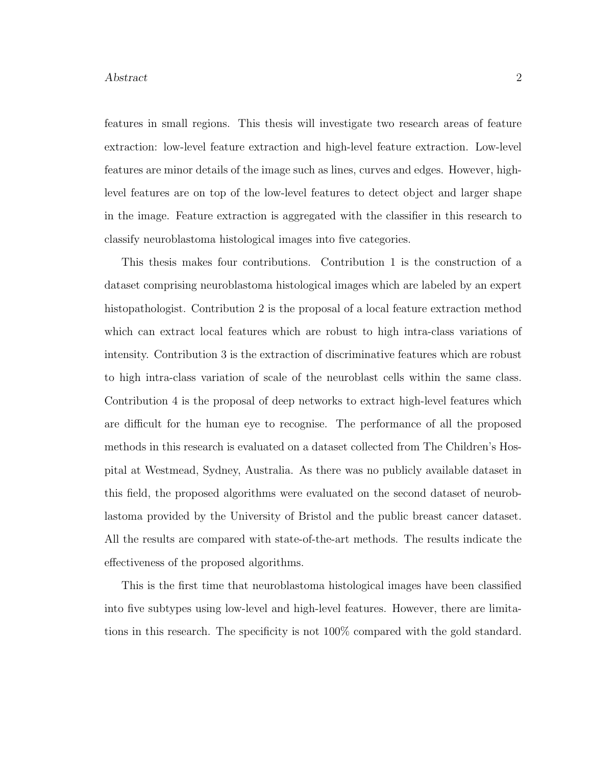features in small regions. This thesis will investigate two research areas of feature extraction: low-level feature extraction and high-level feature extraction. Low-level features are minor details of the image such as lines, curves and edges. However, high-level features are on top of the low-level features to detect object and larger shape in the image. Feature extraction is aggregated with the classifier in this research to classify neuroblastoma histological images into five categories.

This thesis makes four contributions. Contribution 1 is the construction of a dataset comprising neuroblastoma histological images which are labeled by an expert histopathologist. Contribution 2 is the proposal of a local feature extraction method which can extract local features which are robust to high intra-class variations of intensity. Contribution 3 is the extraction of discriminative features which are robust to high intra-class variation of scale of the neuroblast cells within the same class. Contribution 4 is the proposal of deep networks to extract high-level features which are difficult for the human eye to recognise. The performance of all the proposed methods in this research is evaluated on a dataset collected from The Children's Hospital at Westmead, Sydney, Australia. As there was no publicly available dataset in this field, the proposed algorithms were evaluated on the second dataset of neuroblastoma provided by the University of Bristol and the public breast cancer dataset. All the results are compared with state-of-the-art methods. The results indicate the effectiveness of the proposed algorithms.

This is the first time that neuroblastoma histological images have been classified into five subtypes using low-level and high-level features. However, there are limitations in this research. The specificity is not 100% compared with the gold standard.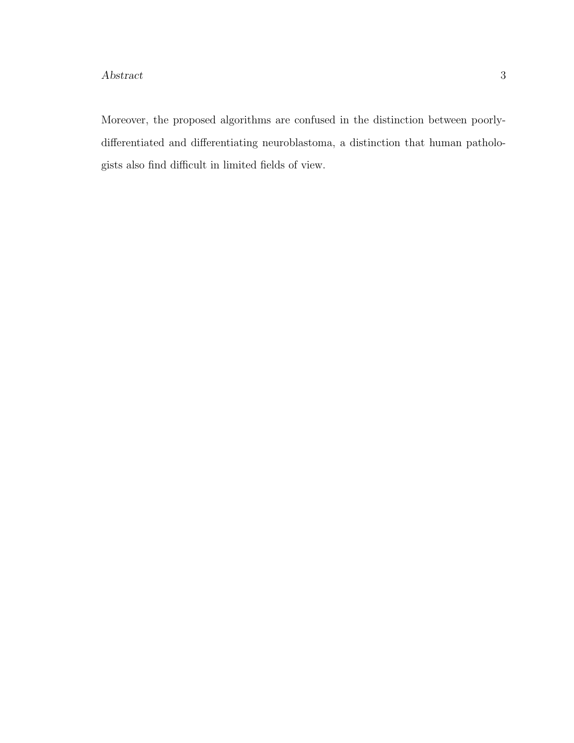Moreover, the proposed algorithms are confused in the distinction between poorly-differentiated and differentiating neuroblastoma, a distinction that human pathologists also find difficult in limited fields of view.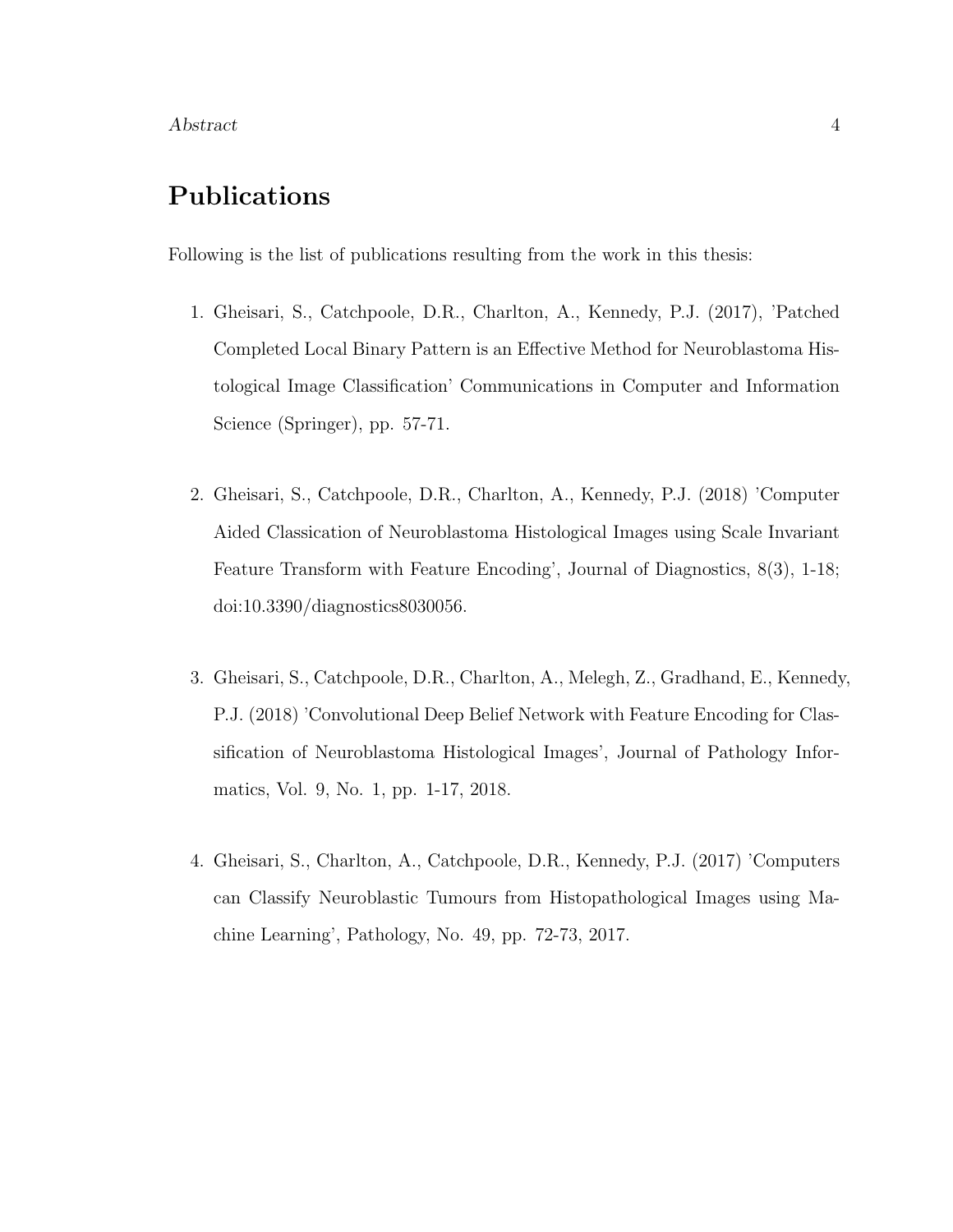# Publications

Following is the list of publications resulting from the work in this thesis:

1. Gheisari, S., Catchpoole, D.R., Charlton, A., Kennedy, P.J. (2017), 'Patched Completed Local Binary Pattern is an Effective Method for Neuroblastoma Histological Image Classification' Communications in Computer and Information Science (Springer), pp. 57-71.

2. Gheisari, S., Catchpoole, D.R., Charlton, A., Kennedy, P.J. (2018) 'Computer Aided Classication of Neuroblastoma Histological Images using Scale Invariant Feature Transform with Feature Encoding', Journal of Diagnostics, 8(3), 1-18; doi:10.3390/diagnostics8030056.

3. Gheisari, S., Catchpoole, D.R., Charlton, A., Melegh, Z., Gradhand, E., Kennedy, P.J. (2018) 'Convolutional Deep Belief Network with Feature Encoding for Classification of Neuroblastoma Histological Images', Journal of Pathology Informatics, Vol. 9, No. 1, pp. 1-17, 2018.

4. Gheisari, S., Charlton, A., Catchpoole, D.R., Kennedy, P.J. (2017) 'Computers can Classify Neuroblastic Tumours from Histopathological Images using Machine Learning', Pathology, No. 49, pp. 72-73, 2017.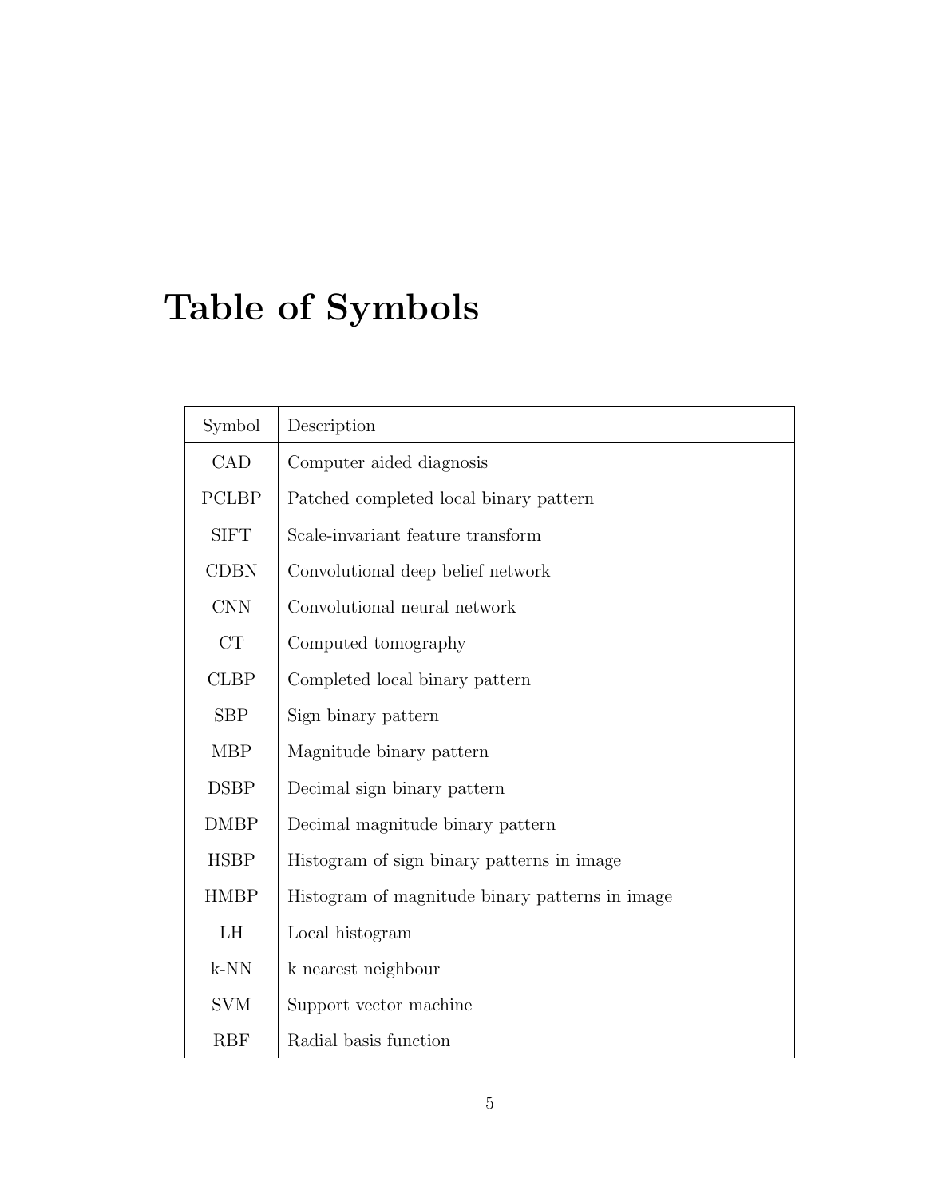# Table of Symbols

| Symbol | Description |
|---|---|
| CAD | Computer aided diagnosis |
| PCLBP | Patched completed local binary pattern |
| SIFT | Scale-invariant feature transform |
| CDBN | Convolutional deep belief network |
| CNN | Convolutional neural network |
| CT | Computed tomography |
| CLBP | Completed local binary pattern |
| SBP | Sign binary pattern |
| MBP | Magnitude binary pattern |
| DSBP | Decimal sign binary pattern |
| DMBP | Decimal magnitude binary pattern |
| HSBP | Histogram of sign binary patterns in image |
| HMBP | Histogram of magnitude binary patterns in image |
| LH | Local histogram |
| k-NN | k nearest neighbour |
| SVM | Support vector machine |
| RBF | Radial basis function |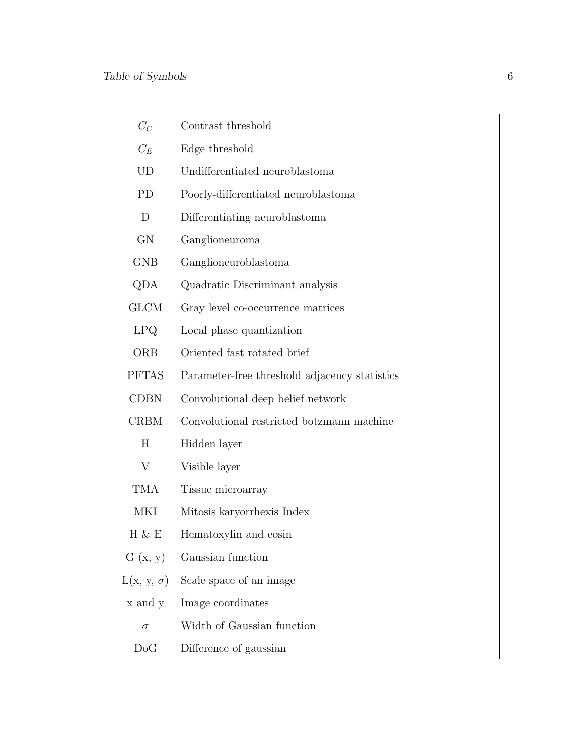| | |
|---|---|
| $C_C$ | Contrast threshold |
| $C_E$ | Edge threshold |
| UD | Undifferentiated neuroblastoma |
| PD | Poorly-differentiated neuroblastoma |
| D | Differentiating neuroblastoma |
| GN | Ganglioneuroma |
| GNB | Ganglioneuroblastoma |
| QDA | Quadratic Discriminant analysis |
| GLCM | Gray level co-occurrence matrices |
| LPQ | Local phase quantization |
| ORB | Oriented fast rotated brief |
| PFTAS | Parameter-free threshold adjacency statistics |
| CDBN | Convolutional deep belief network |
| CRBM | Convolutional restricted botzmann machine |
| H | Hidden layer |
| V | Visible layer |
| TMA | Tissue microarray |
| MKI | Mitosis karyorrhexis Index |
| H & E | Hematoxylin and eosin |
| G (x, y) | Gaussian function |
| L(x, y, $\sigma$) | Scale space of an image |
| x and y | Image coordinates |
| $\sigma$ | Width of Gaussian function |
| DoG | Difference of gaussian |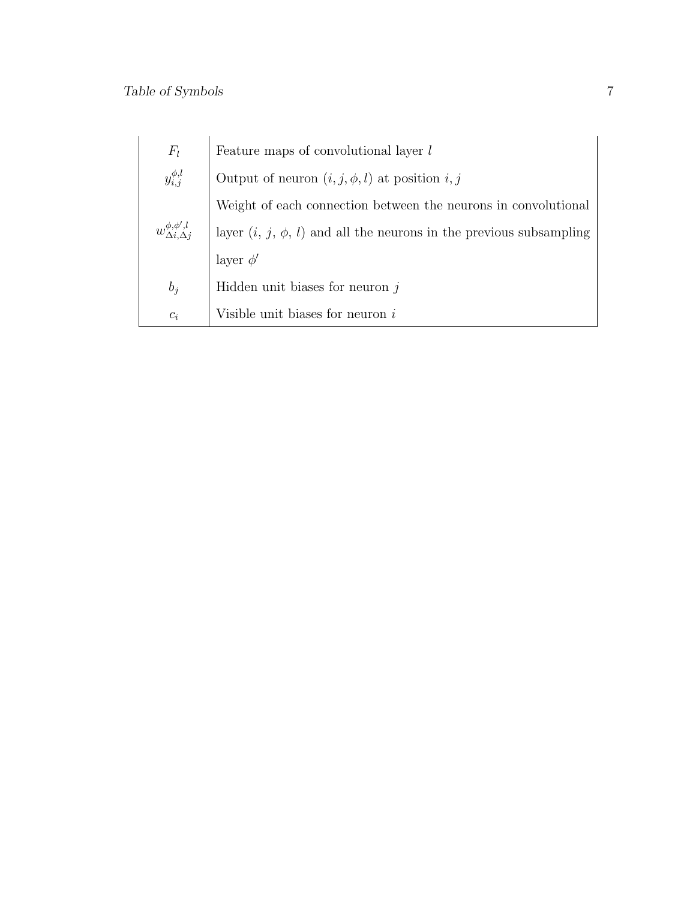| | |
|---|---|
| $F_l$ | Feature maps of convolutional layer $l$ |
| $y_{i,j}^{\phi,l}$ | Output of neuron $(i, j, \phi, l)$ at position $i, j$ |
| $w_{\Delta i,\Delta j}^{\phi,\phi',l}$ | Weight of each connection between the neurons in convolutional layer ($i$, $j$, $\phi$, $l$) and all the neurons in the previous subsampling layer $\phi'$ |
| $b_j$ | Hidden unit biases for neuron $j$ |
| $c_i$ | Visible unit biases for neuron $i$ |